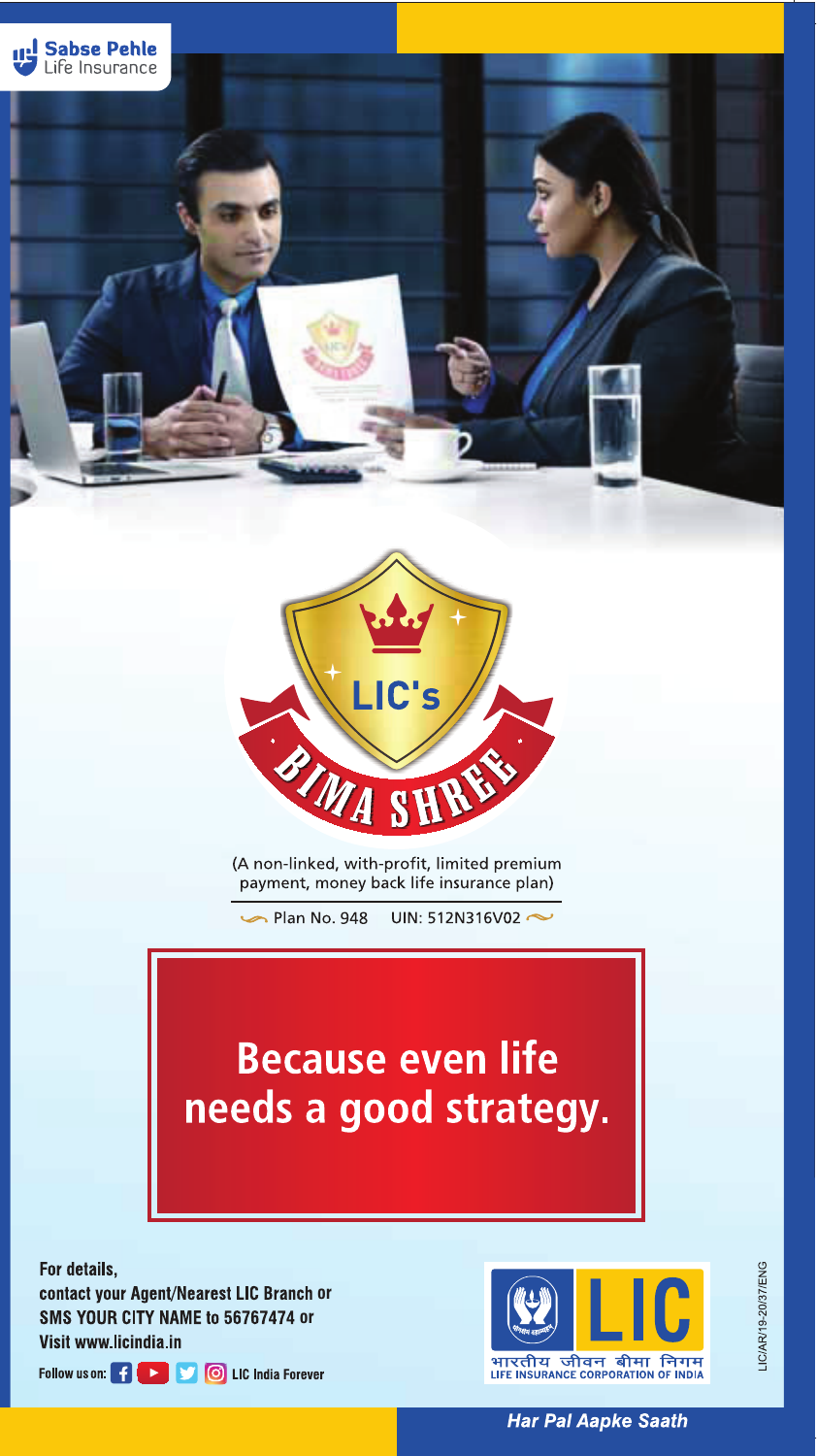Sabse Pehle Life Insurance

# LIC's BIMA SHREE

(A non-linked, with-profit, limited premium payment, money back life insurance plan)

Plan No. 948 UIN: 512N316V02

## Because even life needs a good strategy.

**For details,**
**contact your Agent/Nearest LIC Branch or**
**SMS YOUR CITY NAME to 56767474 or**
**Visit www.licindia.in**

**Follow us on:** LIC India Forever

LIC

भारतीय जीवन बीमा निगम
LIFE INSURANCE CORPORATION OF INDIA

LIC/AR/19-20/37/ENG

*Har Pal Aapke Saath*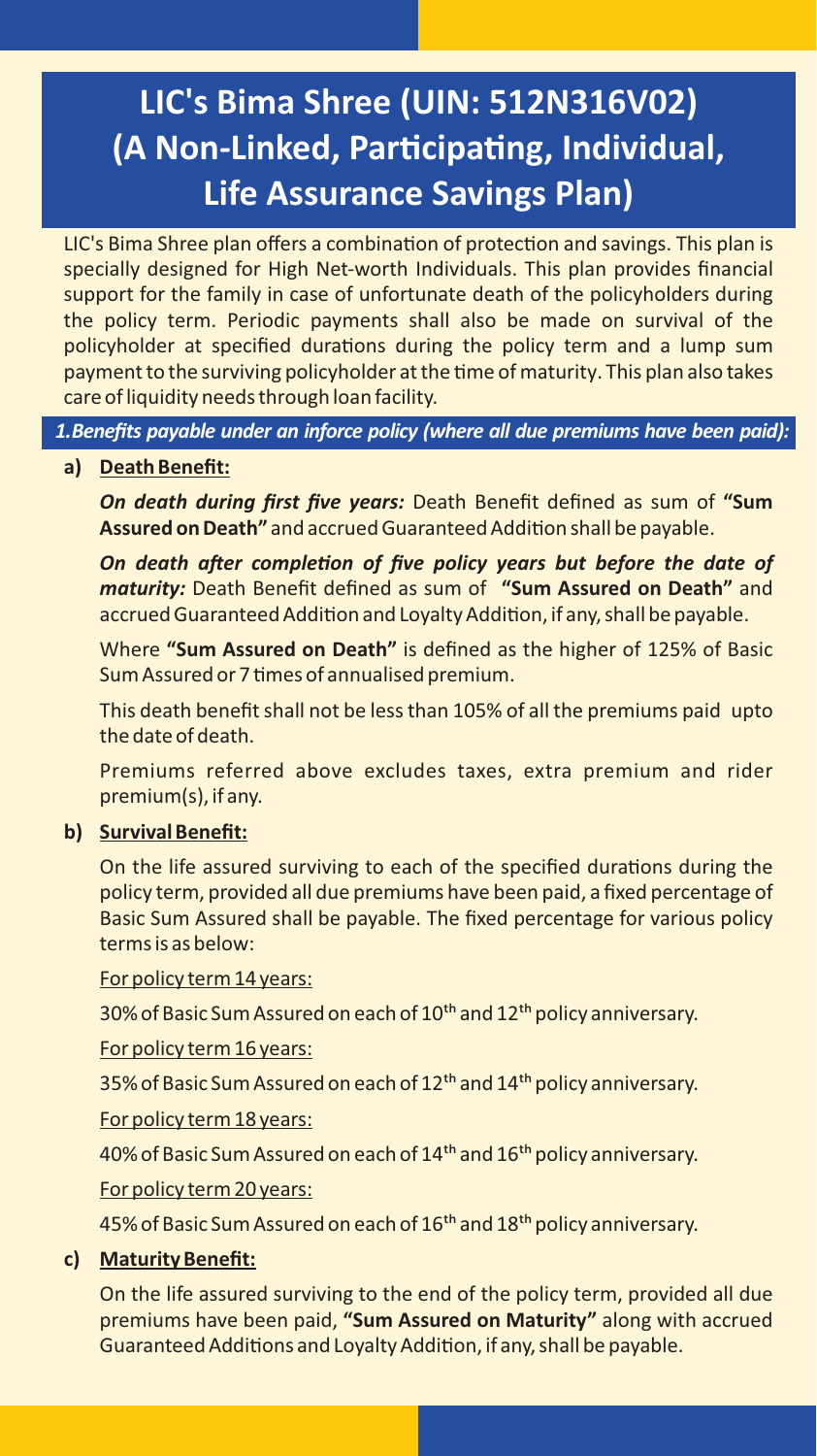# LIC's Bima Shree (UIN: 512N316V02) (A Non-Linked, Participating, Individual, Life Assurance Savings Plan)

LIC's Bima Shree plan offers a combination of protection and savings. This plan is specially designed for High Net-worth Individuals. This plan provides financial support for the family in case of unfortunate death of the policyholders during the policy term. Periodic payments shall also be made on survival of the policyholder at specified durations during the policy term and a lump sum payment to the surviving policyholder at the time of maturity. This plan also takes care of liquidity needs through loan facility.

***1.Benefits payable under an inforce policy (where all due premiums have been paid):***

**a) Death Benefit:**

***On death during first five years:*** Death Benefit defined as sum of **"Sum Assured on Death"** and accrued Guaranteed Addition shall be payable.

***On death after completion of five policy years but before the date of maturity:*** Death Benefit defined as sum of **"Sum Assured on Death"** and accrued Guaranteed Addition and Loyalty Addition, if any, shall be payable.

Where **"Sum Assured on Death"** is defined as the higher of 125% of Basic Sum Assured or 7 times of annualised premium.

This death benefit shall not be less than 105% of all the premiums paid upto the date of death.

Premiums referred above excludes taxes, extra premium and rider premium(s), if any.

**b) Survival Benefit:**

On the life assured surviving to each of the specified durations during the policy term, provided all due premiums have been paid, a fixed percentage of Basic Sum Assured shall be payable. The fixed percentage for various policy terms is as below:

For policy term 14 years:

30% of Basic Sum Assured on each of 10th and 12th policy anniversary.

For policy term 16 years:

35% of Basic Sum Assured on each of 12th and 14th policy anniversary.

For policy term 18 years:

40% of Basic Sum Assured on each of 14th and 16th policy anniversary.

For policy term 20 years:

45% of Basic Sum Assured on each of 16th and 18th policy anniversary.

**c) Maturity Benefit:**

On the life assured surviving to the end of the policy term, provided all due premiums have been paid, **"Sum Assured on Maturity"** along with accrued Guaranteed Additions and Loyalty Addition, if any, shall be payable.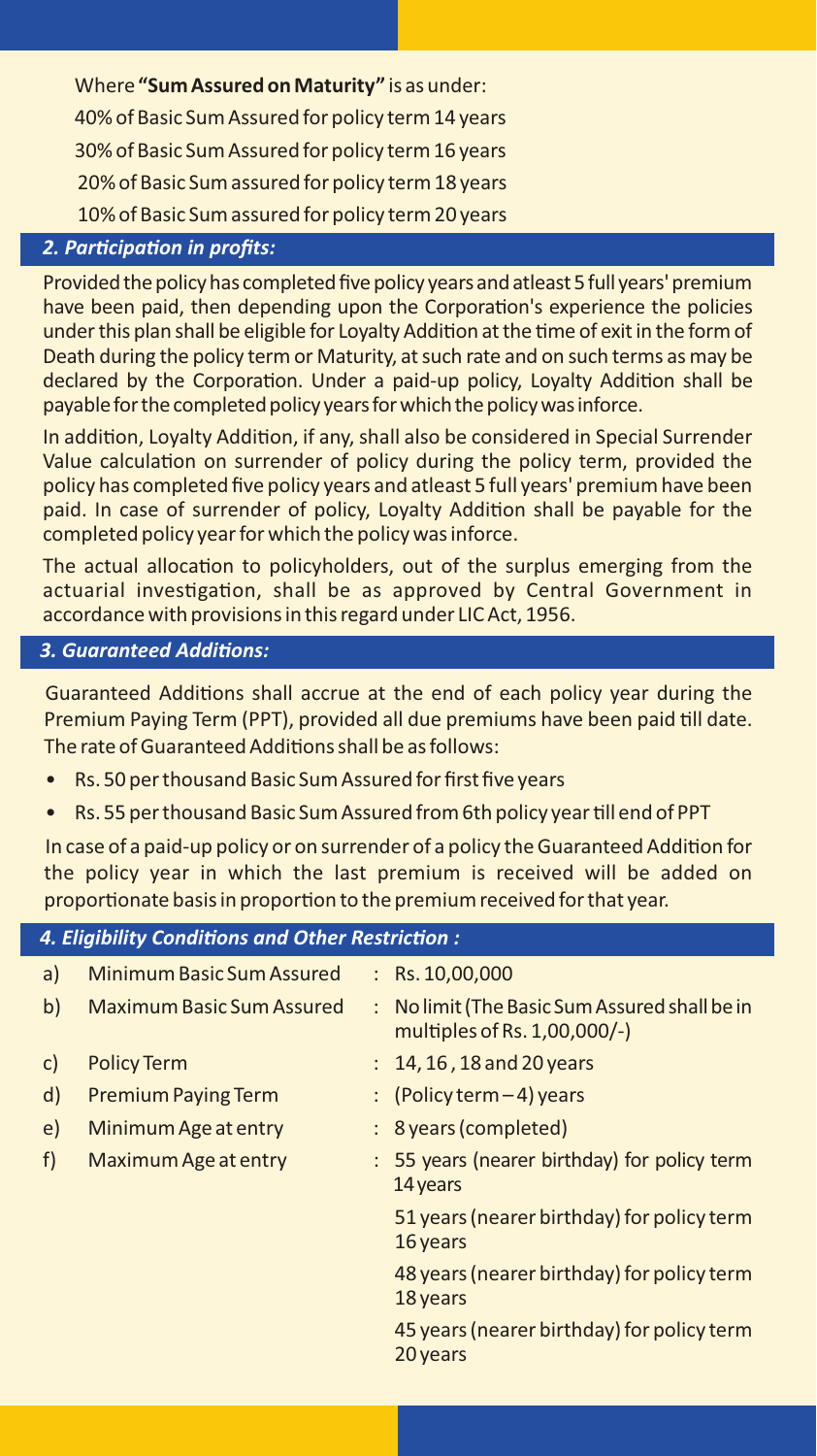Where **"Sum Assured on Maturity"** is as under:

40% of Basic Sum Assured for policy term 14 years

30% of Basic Sum Assured for policy term 16 years

20% of Basic Sum assured for policy term 18 years

10% of Basic Sum assured for policy term 20 years

### *2. Participation in profits:*

Provided the policy has completed five policy years and atleast 5 full years' premium have been paid, then depending upon the Corporation's experience the policies under this plan shall be eligible for Loyalty Addition at the time of exit in the form of Death during the policy term or Maturity, at such rate and on such terms as may be declared by the Corporation. Under a paid-up policy, Loyalty Addition shall be payable for the completed policy years for which the policy was inforce.

In addition, Loyalty Addition, if any, shall also be considered in Special Surrender Value calculation on surrender of policy during the policy term, provided the policy has completed five policy years and atleast 5 full years' premium have been paid. In case of surrender of policy, Loyalty Addition shall be payable for the completed policy year for which the policy was inforce.

The actual allocation to policyholders, out of the surplus emerging from the actuarial investigation, shall be as approved by Central Government in accordance with provisions in this regard under LIC Act, 1956.

### *3. Guaranteed Additions:*

Guaranteed Additions shall accrue at the end of each policy year during the Premium Paying Term (PPT), provided all due premiums have been paid till date. The rate of Guaranteed Additions shall be as follows:

- Rs. 50 per thousand Basic Sum Assured for first five years
- Rs. 55 per thousand Basic Sum Assured from 6th policy year till end of PPT

In case of a paid-up policy or on surrender of a policy the Guaranteed Addition for the policy year in which the last premium is received will be added on proportionate basis in proportion to the premium received for that year.

### *4. Eligibility Conditions and Other Restriction :*

| | | |
|---|---|---|
| a) | Minimum Basic Sum Assured | : Rs. 10,00,000 |
| b) | Maximum Basic Sum Assured | : No limit (The Basic Sum Assured shall be in multiples of Rs. 1,00,000/-) |
| c) | Policy Term | : 14, 16 , 18 and 20 years |
| d) | Premium Paying Term | : (Policy term – 4) years |
| e) | Minimum Age at entry | : 8 years (completed) |
| f) | Maximum Age at entry | : 55 years (nearer birthday) for policy term 14 years<br>51 years (nearer birthday) for policy term 16 years<br>48 years (nearer birthday) for policy term 18 years<br>45 years (nearer birthday) for policy term 20 years |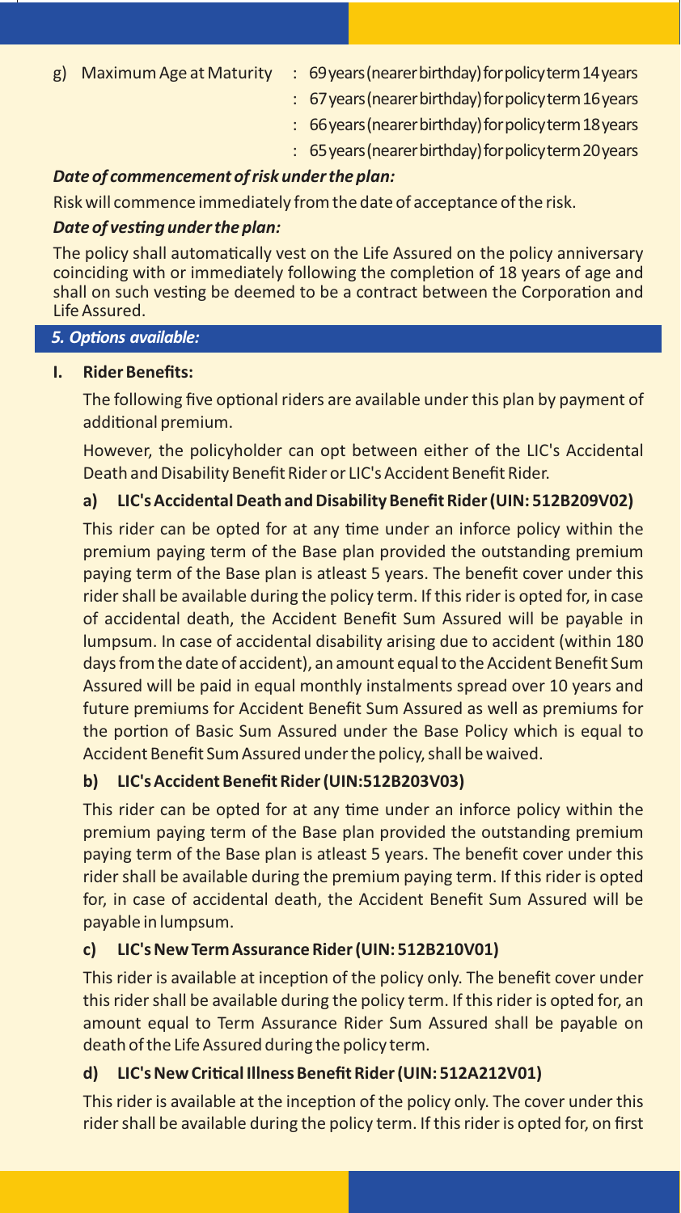g) Maximum Age at Maturity : 69 years (nearer birthday) for policy term 14 years

: 67 years (nearer birthday) for policy term 16 years

: 66 years (nearer birthday) for policy term 18 years

: 65 years (nearer birthday) for policy term 20 years

***Date of commencement of risk under the plan:***

Risk will commence immediately from the date of acceptance of the risk.

***Date of vesting under the plan:***

The policy shall automatically vest on the Life Assured on the policy anniversary coinciding with or immediately following the completion of 18 years of age and shall on such vesting be deemed to be a contract between the Corporation and Life Assured.

## *5. Options available:*

**I. Rider Benefits:**

The following five optional riders are available under this plan by payment of additional premium.

However, the policyholder can opt between either of the LIC's Accidental Death and Disability Benefit Rider or LIC's Accident Benefit Rider.

**a) LIC's Accidental Death and Disability Benefit Rider (UIN: 512B209V02)**

This rider can be opted for at any time under an inforce policy within the premium paying term of the Base plan provided the outstanding premium paying term of the Base plan is atleast 5 years. The benefit cover under this rider shall be available during the policy term. If this rider is opted for, in case of accidental death, the Accident Benefit Sum Assured will be payable in lumpsum. In case of accidental disability arising due to accident (within 180 days from the date of accident), an amount equal to the Accident Benefit Sum Assured will be paid in equal monthly instalments spread over 10 years and future premiums for Accident Benefit Sum Assured as well as premiums for the portion of Basic Sum Assured under the Base Policy which is equal to Accident Benefit Sum Assured under the policy, shall be waived.

**b) LIC's Accident Benefit Rider (UIN:512B203V03)**

This rider can be opted for at any time under an inforce policy within the premium paying term of the Base plan provided the outstanding premium paying term of the Base plan is atleast 5 years. The benefit cover under this rider shall be available during the premium paying term. If this rider is opted for, in case of accidental death, the Accident Benefit Sum Assured will be payable in lumpsum.

**c) LIC's New Term Assurance Rider (UIN: 512B210V01)**

This rider is available at inception of the policy only. The benefit cover under this rider shall be available during the policy term. If this rider is opted for, an amount equal to Term Assurance Rider Sum Assured shall be payable on death of the Life Assured during the policy term.

**d) LIC's New Critical Illness Benefit Rider (UIN: 512A212V01)**

This rider is available at the inception of the policy only. The cover under this rider shall be available during the policy term. If this rider is opted for, on first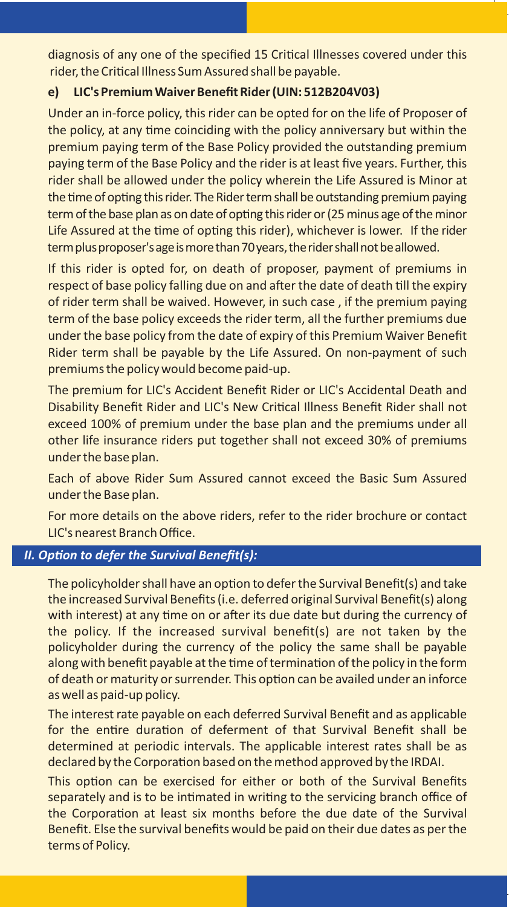diagnosis of any one of the specified 15 Critical Illnesses covered under this rider, the Critical Illness Sum Assured shall be payable.

**e) LIC's Premium Waiver Benefit Rider (UIN: 512B204V03)**

Under an in-force policy, this rider can be opted for on the life of Proposer of the policy, at any time coinciding with the policy anniversary but within the premium paying term of the Base Policy provided the outstanding premium paying term of the Base Policy and the rider is at least five years. Further, this rider shall be allowed under the policy wherein the Life Assured is Minor at the time of opting this rider. The Rider term shall be outstanding premium paying term of the base plan as on date of opting this rider or (25 minus age of the minor Life Assured at the time of opting this rider), whichever is lower. If the rider term plus proposer's age is more than 70 years, the rider shall not be allowed.

If this rider is opted for, on death of proposer, payment of premiums in respect of base policy falling due on and after the date of death till the expiry of rider term shall be waived. However, in such case , if the premium paying term of the base policy exceeds the rider term, all the further premiums due under the base policy from the date of expiry of this Premium Waiver Benefit Rider term shall be payable by the Life Assured. On non-payment of such premiums the policy would become paid-up.

The premium for LIC's Accident Benefit Rider or LIC's Accidental Death and Disability Benefit Rider and LIC's New Critical Illness Benefit Rider shall not exceed 100% of premium under the base plan and the premiums under all other life insurance riders put together shall not exceed 30% of premiums under the base plan.

Each of above Rider Sum Assured cannot exceed the Basic Sum Assured under the Base plan.

For more details on the above riders, refer to the rider brochure or contact LIC's nearest Branch Office.

## *II. Option to defer the Survival Benefit(s):*

The policyholder shall have an option to defer the Survival Benefit(s) and take the increased Survival Benefits (i.e. deferred original Survival Benefit(s) along with interest) at any time on or after its due date but during the currency of the policy. If the increased survival benefit(s) are not taken by the policyholder during the currency of the policy the same shall be payable along with benefit payable at the time of termination of the policy in the form of death or maturity or surrender. This option can be availed under an inforce as well as paid-up policy.

The interest rate payable on each deferred Survival Benefit and as applicable for the entire duration of deferment of that Survival Benefit shall be determined at periodic intervals. The applicable interest rates shall be as declared by the Corporation based on the method approved by the IRDAI.

This option can be exercised for either or both of the Survival Benefits separately and is to be intimated in writing to the servicing branch office of the Corporation at least six months before the due date of the Survival Benefit. Else the survival benefits would be paid on their due dates as per the terms of Policy.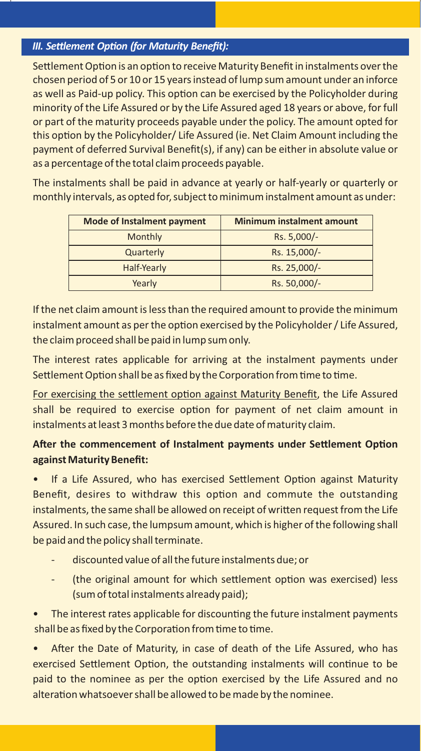### *III. Settlement Option (for Maturity Benefit):*

Settlement Option is an option to receive Maturity Benefit in instalments over the chosen period of 5 or 10 or 15 years instead of lump sum amount under an inforce as well as Paid-up policy. This option can be exercised by the Policyholder during minority of the Life Assured or by the Life Assured aged 18 years or above, for full or part of the maturity proceeds payable under the policy. The amount opted for this option by the Policyholder/ Life Assured (ie. Net Claim Amount including the payment of deferred Survival Benefit(s), if any) can be either in absolute value or as a percentage of the total claim proceeds payable.

The instalments shall be paid in advance at yearly or half-yearly or quarterly or monthly intervals, as opted for, subject to minimum instalment amount as under:

| Mode of Instalment payment | Minimum instalment amount |
|---|---|
| Monthly | Rs. 5,000/- |
| Quarterly | Rs. 15,000/- |
| Half-Yearly | Rs. 25,000/- |
| Yearly | Rs. 50,000/- |

If the net claim amount is less than the required amount to provide the minimum instalment amount as per the option exercised by the Policyholder / Life Assured, the claim proceed shall be paid in lump sum only.

The interest rates applicable for arriving at the instalment payments under Settlement Option shall be as fixed by the Corporation from time to time.

For exercising the settlement option against Maturity Benefit, the Life Assured shall be required to exercise option for payment of net claim amount in instalments at least 3 months before the due date of maturity claim.

**After the commencement of Instalment payments under Settlement Option against Maturity Benefit:**

- If a Life Assured, who has exercised Settlement Option against Maturity Benefit, desires to withdraw this option and commute the outstanding instalments, the same shall be allowed on receipt of written request from the Life Assured. In such case, the lumpsum amount, which is higher of the following shall be paid and the policy shall terminate.
  - discounted value of all the future instalments due; or
  - (the original amount for which settlement option was exercised) less (sum of total instalments already paid);
- The interest rates applicable for discounting the future instalment payments shall be as fixed by the Corporation from time to time.
- After the Date of Maturity, in case of death of the Life Assured, who has exercised Settlement Option, the outstanding instalments will continue to be paid to the nominee as per the option exercised by the Life Assured and no alteration whatsoever shall be allowed to be made by the nominee.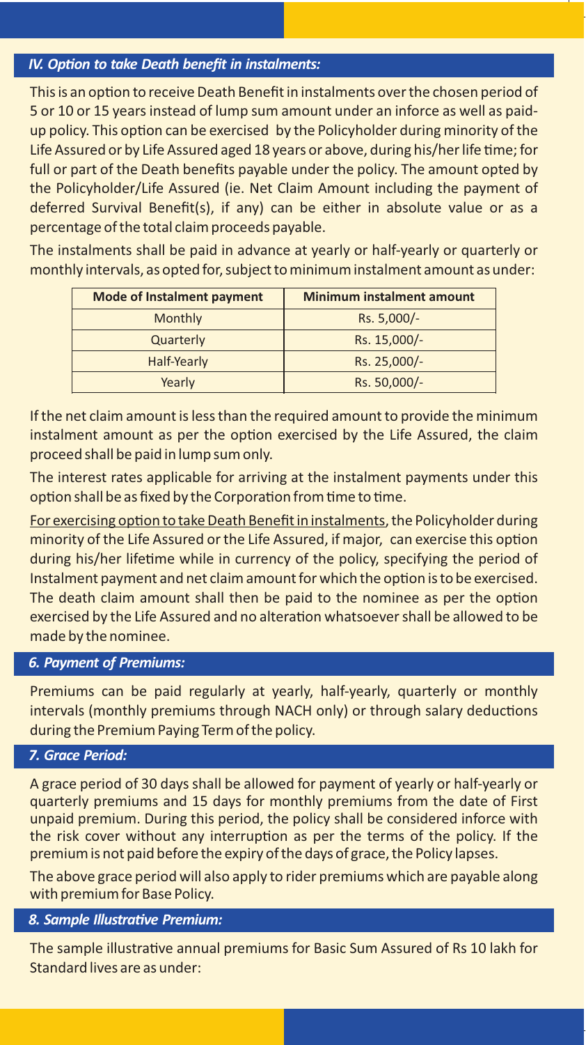### *IV. Option to take Death benefit in instalments:*

This is an option to receive Death Benefit in instalments over the chosen period of 5 or 10 or 15 years instead of lump sum amount under an inforce as well as paid-up policy. This option can be exercised by the Policyholder during minority of the Life Assured or by Life Assured aged 18 years or above, during his/her life time; for full or part of the Death benefits payable under the policy. The amount opted by the Policyholder/Life Assured (ie. Net Claim Amount including the payment of deferred Survival Benefit(s), if any) can be either in absolute value or as a percentage of the total claim proceeds payable.

The instalments shall be paid in advance at yearly or half-yearly or quarterly or monthly intervals, as opted for, subject to minimum instalment amount as under:

| Mode of Instalment payment | Minimum instalment amount |
|---|---|
| Monthly | Rs. 5,000/- |
| Quarterly | Rs. 15,000/- |
| Half-Yearly | Rs. 25,000/- |
| Yearly | Rs. 50,000/- |

If the net claim amount is less than the required amount to provide the minimum instalment amount as per the option exercised by the Life Assured, the claim proceed shall be paid in lump sum only.

The interest rates applicable for arriving at the instalment payments under this option shall be as fixed by the Corporation from time to time.

For exercising option to take Death Benefit in instalments, the Policyholder during minority of the Life Assured or the Life Assured, if major, can exercise this option during his/her lifetime while in currency of the policy, specifying the period of Instalment payment and net claim amount for which the option is to be exercised. The death claim amount shall then be paid to the nominee as per the option exercised by the Life Assured and no alteration whatsoever shall be allowed to be made by the nominee.

### *6. Payment of Premiums:*

Premiums can be paid regularly at yearly, half-yearly, quarterly or monthly intervals (monthly premiums through NACH only) or through salary deductions during the Premium Paying Term of the policy.

### *7. Grace Period:*

A grace period of 30 days shall be allowed for payment of yearly or half-yearly or quarterly premiums and 15 days for monthly premiums from the date of First unpaid premium. During this period, the policy shall be considered inforce with the risk cover without any interruption as per the terms of the policy. If the premium is not paid before the expiry of the days of grace, the Policy lapses.

The above grace period will also apply to rider premiums which are payable along with premium for Base Policy.

### *8. Sample Illustrative Premium:*

The sample illustrative annual premiums for Basic Sum Assured of Rs 10 lakh for Standard lives are as under: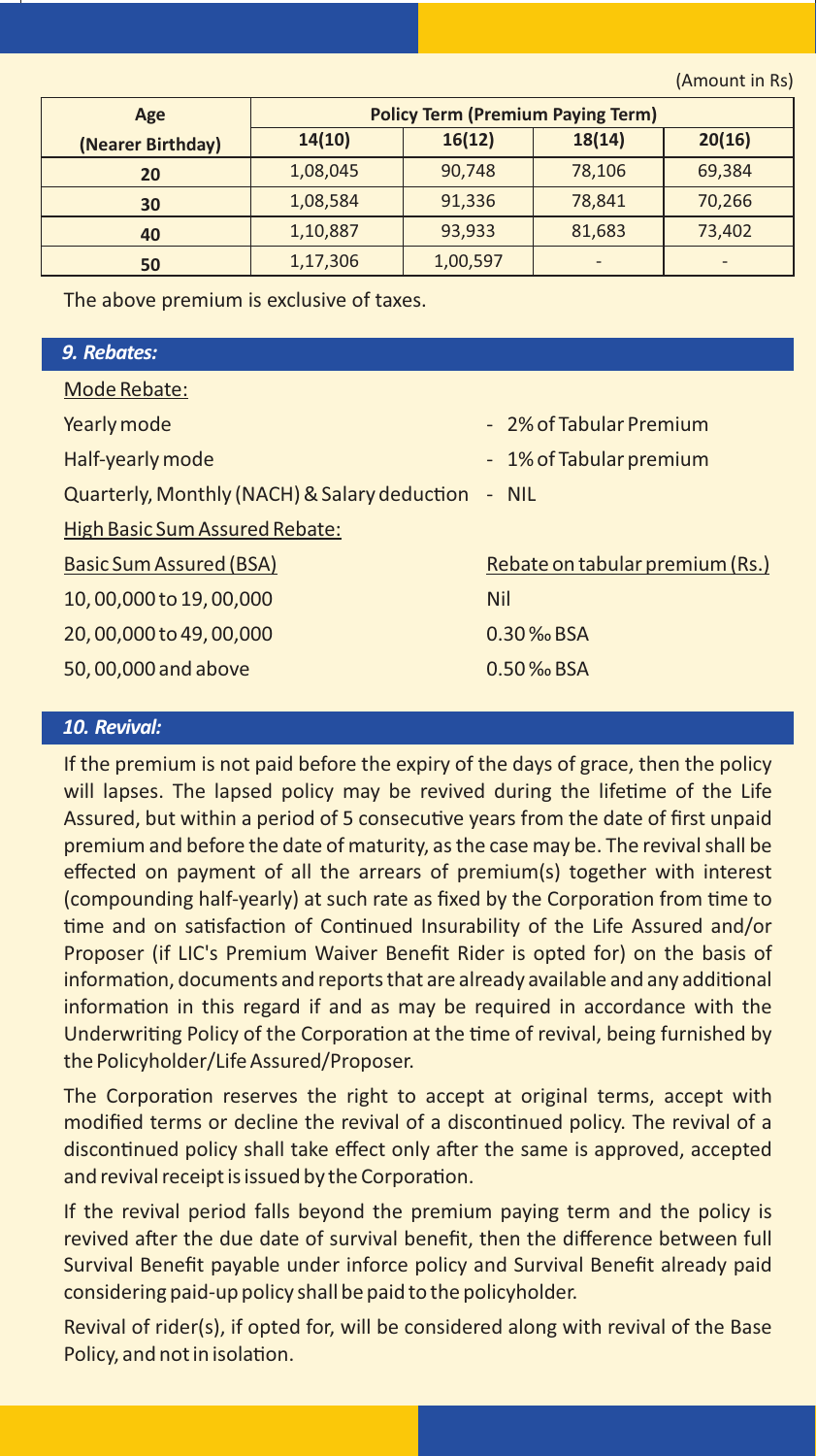(Amount in Rs)

| Age (Nearer Birthday) | Policy Term (Premium Paying Term) | | | |
|---|---|---|---|---|
| | 14(10) | 16(12) | 18(14) | 20(16) |
| 20 | 1,08,045 | 90,748 | 78,106 | 69,384 |
| 30 | 1,08,584 | 91,336 | 78,841 | 70,266 |
| 40 | 1,10,887 | 93,933 | 81,683 | 73,402 |
| 50 | 1,17,306 | 1,00,597 | - | - |

The above premium is exclusive of taxes.

## *9. Rebates:*

Mode Rebate:

| Mode | Rebate |
|---|---|
| Yearly mode | - 2% of Tabular Premium |
| Half-yearly mode | - 1% of Tabular premium |
| Quarterly, Monthly (NACH) & Salary deduction | - NIL |

High Basic Sum Assured Rebate:

| Basic Sum Assured (BSA) | Rebate on tabular premium (Rs.) |
|---|---|
| 10, 00,000 to 19, 00,000 | Nil |
| 20, 00,000 to 49, 00,000 | 0.30 ‰ BSA |
| 50, 00,000 and above | 0.50 ‰ BSA |

## *10. Revival:*

If the premium is not paid before the expiry of the days of grace, then the policy will lapses. The lapsed policy may be revived during the lifetime of the Life Assured, but within a period of 5 consecutive years from the date of first unpaid premium and before the date of maturity, as the case may be. The revival shall be effected on payment of all the arrears of premium(s) together with interest (compounding half-yearly) at such rate as fixed by the Corporation from time to time and on satisfaction of Continued Insurability of the Life Assured and/or Proposer (if LIC's Premium Waiver Benefit Rider is opted for) on the basis of information, documents and reports that are already available and any additional information in this regard if and as may be required in accordance with the Underwriting Policy of the Corporation at the time of revival, being furnished by the Policyholder/Life Assured/Proposer.

The Corporation reserves the right to accept at original terms, accept with modified terms or decline the revival of a discontinued policy. The revival of a discontinued policy shall take effect only after the same is approved, accepted and revival receipt is issued by the Corporation.

If the revival period falls beyond the premium paying term and the policy is revived after the due date of survival benefit, then the difference between full Survival Benefit payable under inforce policy and Survival Benefit already paid considering paid-up policy shall be paid to the policyholder.

Revival of rider(s), if opted for, will be considered along with revival of the Base Policy, and not in isolation.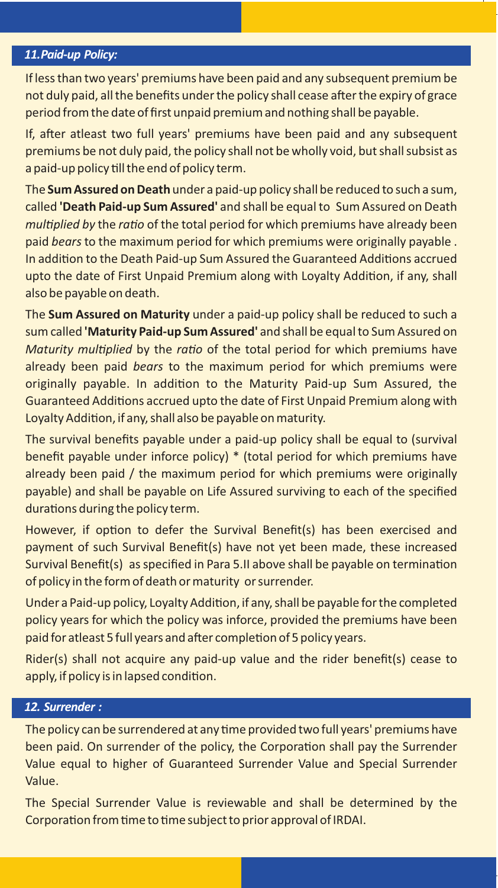## *11. Paid-up Policy:*

If less than two years' premiums have been paid and any subsequent premium be not duly paid, all the benefits under the policy shall cease after the expiry of grace period from the date of first unpaid premium and nothing shall be payable.

If, after atleast two full years' premiums have been paid and any subsequent premiums be not duly paid, the policy shall not be wholly void, but shall subsist as a paid-up policy till the end of policy term.

The **Sum Assured on Death** under a paid-up policy shall be reduced to such a sum, called **'Death Paid-up Sum Assured'** and shall be equal to Sum Assured on Death *multiplied by* the *ratio* of the total period for which premiums have already been paid *bears* to the maximum period for which premiums were originally payable . In addition to the Death Paid-up Sum Assured the Guaranteed Additions accrued upto the date of First Unpaid Premium along with Loyalty Addition, if any, shall also be payable on death.

The **Sum Assured on Maturity** under a paid-up policy shall be reduced to such a sum called **'Maturity Paid-up Sum Assured'** and shall be equal to Sum Assured on *Maturity multiplied* by the *ratio* of the total period for which premiums have already been paid *bears* to the maximum period for which premiums were originally payable. In addition to the Maturity Paid-up Sum Assured, the Guaranteed Additions accrued upto the date of First Unpaid Premium along with Loyalty Addition, if any, shall also be payable on maturity.

The survival benefits payable under a paid-up policy shall be equal to (survival benefit payable under inforce policy) * (total period for which premiums have already been paid / the maximum period for which premiums were originally payable) and shall be payable on Life Assured surviving to each of the specified durations during the policy term.

However, if option to defer the Survival Benefit(s) has been exercised and payment of such Survival Benefit(s) have not yet been made, these increased Survival Benefit(s) as specified in Para 5.II above shall be payable on termination of policy in the form of death or maturity or surrender.

Under a Paid-up policy, Loyalty Addition, if any, shall be payable for the completed policy years for which the policy was inforce, provided the premiums have been paid for atleast 5 full years and after completion of 5 policy years.

Rider(s) shall not acquire any paid-up value and the rider benefit(s) cease to apply, if policy is in lapsed condition.

## *12. Surrender :*

The policy can be surrendered at any time provided two full years' premiums have been paid. On surrender of the policy, the Corporation shall pay the Surrender Value equal to higher of Guaranteed Surrender Value and Special Surrender Value.

The Special Surrender Value is reviewable and shall be determined by the Corporation from time to time subject to prior approval of IRDAI.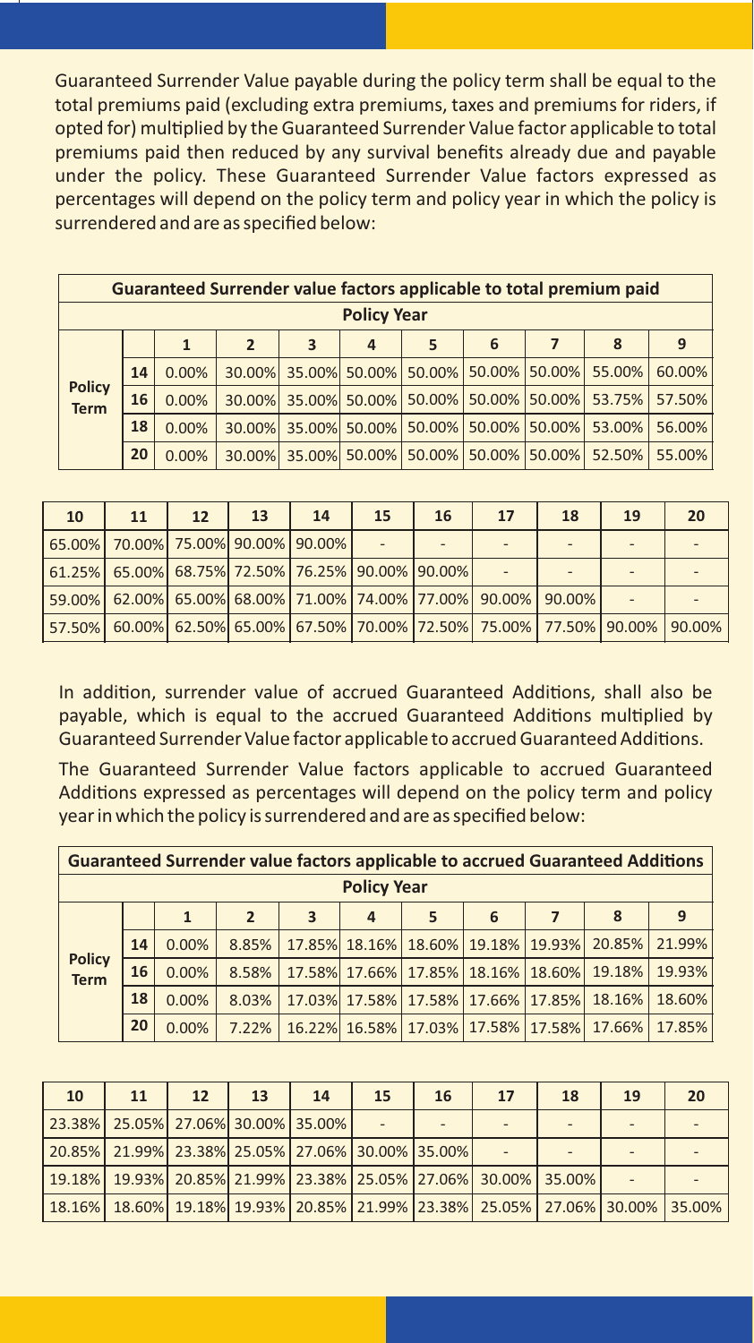Guaranteed Surrender Value payable during the policy term shall be equal to the total premiums paid (excluding extra premiums, taxes and premiums for riders, if opted for) multiplied by the Guaranteed Surrender Value factor applicable to total premiums paid then reduced by any survival benefits already due and payable under the policy. These Guaranteed Surrender Value factors expressed as percentages will depend on the policy term and policy year in which the policy is surrendered and are as specified below:

| Guaranteed Surrender value factors applicable to total premium paid | | | | | | | | | | | | | | | | | | | | | |
|---|---|---|---|---|---|---|---|---|---|---|---|---|---|---|---|---|---|---|---|---|---|
| | **Policy Year** | | | | | | | | | | | | | | | | | | | | |
| **Policy Term** | | 1 | 2 | 3 | 4 | 5 | 6 | 7 | 8 | 9 | 10 | 11 | 12 | 13 | 14 | 15 | 16 | 17 | 18 | 19 | 20 |
| | 14 | 0.00% | 30.00% | 35.00% | 50.00% | 50.00% | 50.00% | 50.00% | 55.00% | 60.00% | 65.00% | 70.00% | 75.00% | 90.00% | 90.00% | - | - | - | - | - | - |
| | 16 | 0.00% | 30.00% | 35.00% | 50.00% | 50.00% | 50.00% | 50.00% | 53.75% | 57.50% | 61.25% | 65.00% | 68.75% | 72.50% | 76.25% | 90.00% | 90.00% | - | - | - | - |
| | 18 | 0.00% | 30.00% | 35.00% | 50.00% | 50.00% | 50.00% | 50.00% | 53.00% | 56.00% | 59.00% | 62.00% | 65.00% | 68.00% | 71.00% | 74.00% | 77.00% | 90.00% | 90.00% | - | - |
| | 20 | 0.00% | 30.00% | 35.00% | 50.00% | 50.00% | 50.00% | 50.00% | 52.50% | 55.00% | 57.50% | 60.00% | 62.50% | 65.00% | 67.50% | 70.00% | 72.50% | 75.00% | 77.50% | 90.00% | 90.00% |

In addition, surrender value of accrued Guaranteed Additions, shall also be payable, which is equal to the accrued Guaranteed Additions multiplied by Guaranteed Surrender Value factor applicable to accrued Guaranteed Additions.

The Guaranteed Surrender Value factors applicable to accrued Guaranteed Additions expressed as percentages will depend on the policy term and policy year in which the policy is surrendered and are as specified below:

| Guaranteed Surrender value factors applicable to accrued Guaranteed Additions | | | | | | | | | | | | | | | | | | | | | |
|---|---|---|---|---|---|---|---|---|---|---|---|---|---|---|---|---|---|---|---|---|---|
| | **Policy Year** | | | | | | | | | | | | | | | | | | | | |
| **Policy Term** | | 1 | 2 | 3 | 4 | 5 | 6 | 7 | 8 | 9 | 10 | 11 | 12 | 13 | 14 | 15 | 16 | 17 | 18 | 19 | 20 |
| | 14 | 0.00% | 8.85% | 17.85% | 18.16% | 18.60% | 19.18% | 19.93% | 20.85% | 21.99% | 23.38% | 25.05% | 27.06% | 30.00% | 35.00% | - | - | - | - | - | - |
| | 16 | 0.00% | 8.58% | 17.58% | 17.66% | 17.85% | 18.16% | 18.60% | 19.18% | 19.93% | 20.85% | 21.99% | 23.38% | 25.05% | 27.06% | 30.00% | 35.00% | - | - | - | - |
| | 18 | 0.00% | 8.03% | 17.03% | 17.58% | 17.58% | 17.66% | 17.85% | 18.16% | 18.60% | 19.18% | 19.93% | 20.85% | 21.99% | 23.38% | 25.05% | 27.06% | 30.00% | 35.00% | - | - |
| | 20 | 0.00% | 7.22% | 16.22% | 16.58% | 17.03% | 17.58% | 17.58% | 17.66% | 17.85% | 18.16% | 18.60% | 19.18% | 19.93% | 20.85% | 21.99% | 23.38% | 25.05% | 27.06% | 30.00% | 35.00% |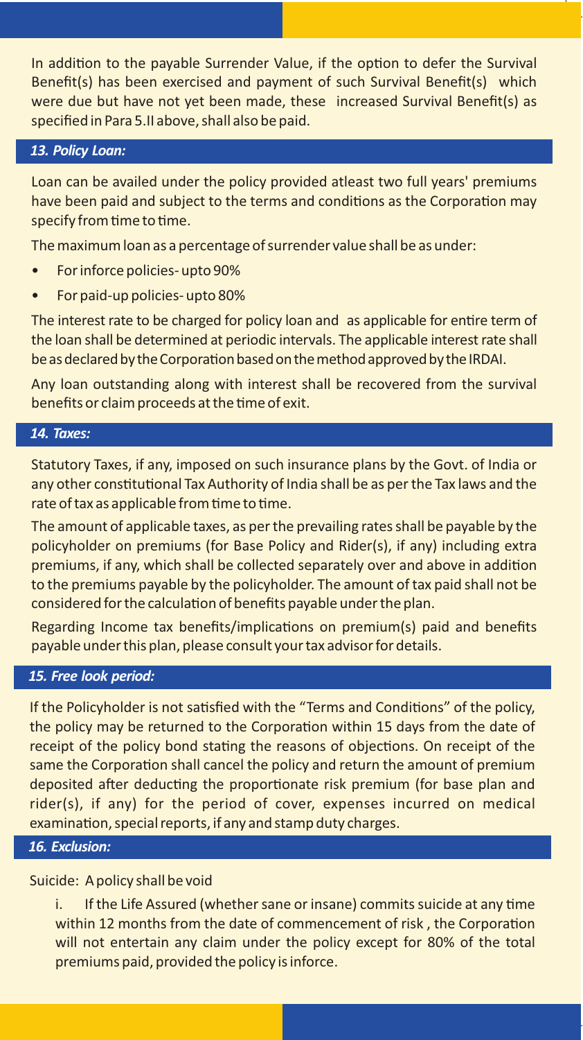In addition to the payable Surrender Value, if the option to defer the Survival Benefit(s) has been exercised and payment of such Survival Benefit(s) which were due but have not yet been made, these increased Survival Benefit(s) as specified in Para 5.II above, shall also be paid.

### *13. Policy Loan:*

Loan can be availed under the policy provided atleast two full years' premiums have been paid and subject to the terms and conditions as the Corporation may specify from time to time.

The maximum loan as a percentage of surrender value shall be as under:

- For inforce policies- upto 90%
- For paid-up policies- upto 80%

The interest rate to be charged for policy loan and as applicable for entire term of the loan shall be determined at periodic intervals. The applicable interest rate shall be as declared by the Corporation based on the method approved by the IRDAI.

Any loan outstanding along with interest shall be recovered from the survival benefits or claim proceeds at the time of exit.

### *14. Taxes:*

Statutory Taxes, if any, imposed on such insurance plans by the Govt. of India or any other constitutional Tax Authority of India shall be as per the Tax laws and the rate of tax as applicable from time to time.

The amount of applicable taxes, as per the prevailing rates shall be payable by the policyholder on premiums (for Base Policy and Rider(s), if any) including extra premiums, if any, which shall be collected separately over and above in addition to the premiums payable by the policyholder. The amount of tax paid shall not be considered for the calculation of benefits payable under the plan.

Regarding Income tax benefits/implications on premium(s) paid and benefits payable under this plan, please consult your tax advisor for details.

### *15. Free look period:*

If the Policyholder is not satisfied with the "Terms and Conditions" of the policy, the policy may be returned to the Corporation within 15 days from the date of receipt of the policy bond stating the reasons of objections. On receipt of the same the Corporation shall cancel the policy and return the amount of premium deposited after deducting the proportionate risk premium (for base plan and rider(s), if any) for the period of cover, expenses incurred on medical examination, special reports, if any and stamp duty charges.

### *16. Exclusion:*

Suicide: A policy shall be void

i. If the Life Assured (whether sane or insane) commits suicide at any time within 12 months from the date of commencement of risk , the Corporation will not entertain any claim under the policy except for 80% of the total premiums paid, provided the policy is inforce.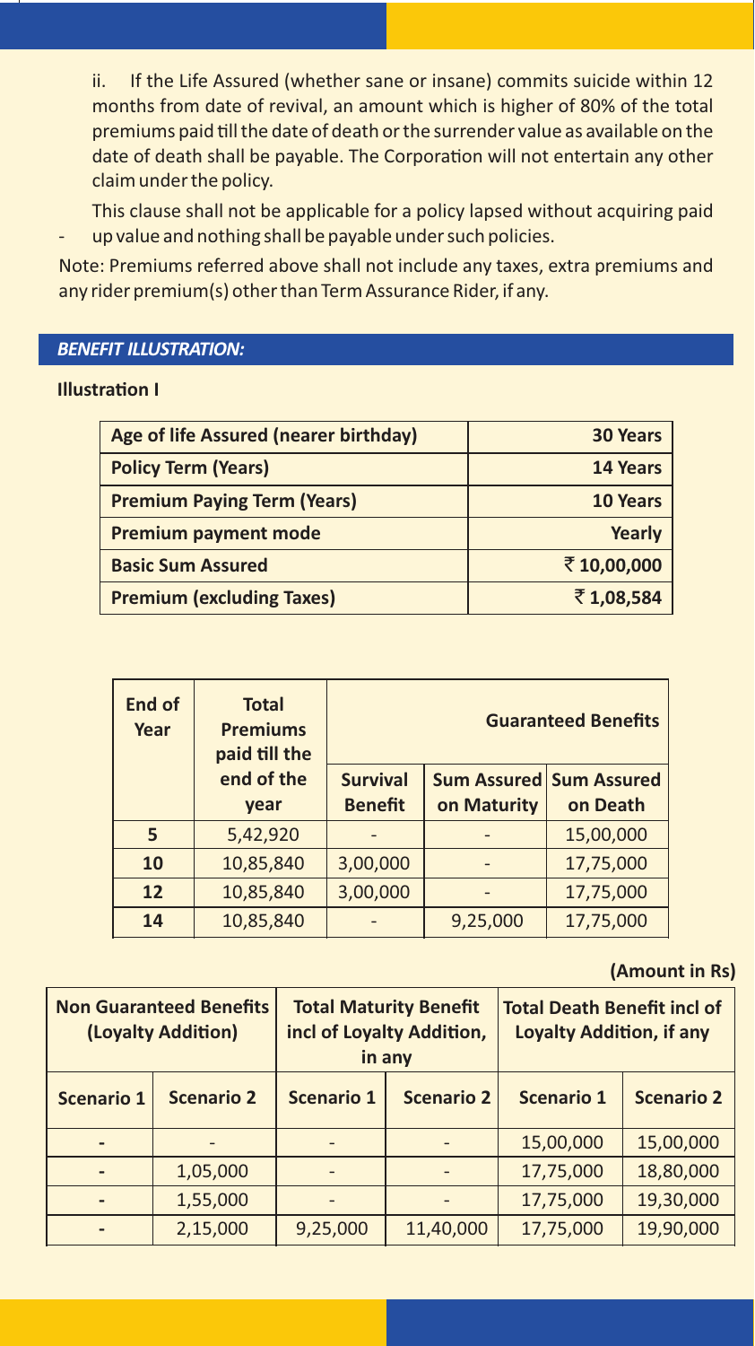ii. If the Life Assured (whether sane or insane) commits suicide within 12 months from date of revival, an amount which is higher of 80% of the total premiums paid till the date of death or the surrender value as available on the date of death shall be payable. The Corporation will not entertain any other claim under the policy.

- This clause shall not be applicable for a policy lapsed without acquiring paid up value and nothing shall be payable under such policies.

Note: Premiums referred above shall not include any taxes, extra premiums and any rider premium(s) other than Term Assurance Rider, if any.

### *BENEFIT ILLUSTRATION:*

**Illustration I**

| Age of life Assured (nearer birthday) | 30 Years |
|---|---|
| **Policy Term (Years)** | **14 Years** |
| **Premium Paying Term (Years)** | **10 Years** |
| **Premium payment mode** | **Yearly** |
| **Basic Sum Assured** | **₹ 10,00,000** |
| **Premium (excluding Taxes)** | **₹ 1,08,584** |

**(Amount in Rs)**

| End of Year | Total Premiums paid till the end of the year | Guaranteed Benefits | | | Non Guaranteed Benefits (Loyalty Addition) | | Total Maturity Benefit incl of Loyalty Addition, in any | | Total Death Benefit incl of Loyalty Addition, if any | |
|---|---|---|---|---|---|---|---|---|---|---|
| | | Survival Benefit | Sum Assured on Maturity | Sum Assured on Death | Scenario 1 | Scenario 2 | Scenario 1 | Scenario 2 | Scenario 1 | Scenario 2 |
| 5 | 5,42,920 | - | - | 15,00,000 | - | - | - | - | 15,00,000 | 15,00,000 |
| 10 | 10,85,840 | 3,00,000 | - | 17,75,000 | - | 1,05,000 | - | - | 17,75,000 | 18,80,000 |
| 12 | 10,85,840 | 3,00,000 | - | 17,75,000 | - | 1,55,000 | - | - | 17,75,000 | 19,30,000 |
| 14 | 10,85,840 | - | 9,25,000 | 17,75,000 | - | 2,15,000 | 9,25,000 | 11,40,000 | 17,75,000 | 19,90,000 |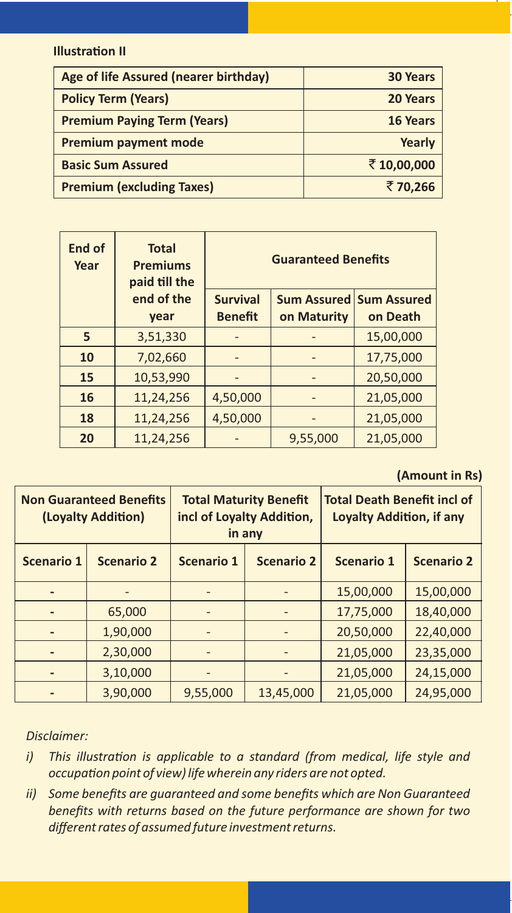**Illustration II**

| Age of life Assured (nearer birthday) | 30 Years |
|---|---|
| Policy Term (Years) | 20 Years |
| Premium Paying Term (Years) | 16 Years |
| Premium payment mode | Yearly |
| Basic Sum Assured | ₹ 10,00,000 |
| Premium (excluding Taxes) | ₹ 70,266 |

**(Amount in Rs)**

| End of Year | Total Premiums paid till the end of the year | Guaranteed Benefits | | | Non Guaranteed Benefits (Loyalty Addition) | | Total Maturity Benefit incl of Loyalty Addition, in any | | Total Death Benefit incl of Loyalty Addition, if any | |
|---|---|---|---|---|---|---|---|---|---|---|
| | | Survival Benefit | Sum Assured on Maturity | Sum Assured on Death | Scenario 1 | Scenario 2 | Scenario 1 | Scenario 2 | Scenario 1 | Scenario 2 |
| 5 | 3,51,330 | - | - | 15,00,000 | - | - | - | - | 15,00,000 | 15,00,000 |
| 10 | 7,02,660 | - | - | 17,75,000 | - | 65,000 | - | - | 17,75,000 | 18,40,000 |
| 15 | 10,53,990 | - | - | 20,50,000 | - | 1,90,000 | - | - | 20,50,000 | 22,40,000 |
| 16 | 11,24,256 | 4,50,000 | - | 21,05,000 | - | 2,30,000 | - | - | 21,05,000 | 23,35,000 |
| 18 | 11,24,256 | 4,50,000 | - | 21,05,000 | - | 3,10,000 | - | - | 21,05,000 | 24,15,000 |
| 20 | 11,24,256 | - | 9,55,000 | 21,05,000 | - | 3,90,000 | 9,55,000 | 13,45,000 | 21,05,000 | 24,95,000 |

*Disclaimer:*

*i) This illustration is applicable to a standard (from medical, life style and occupation point of view) life wherein any riders are not opted.*

*ii) Some benefits are guaranteed and some benefits which are Non Guaranteed benefits with returns based on the future performance are shown for two different rates of assumed future investment returns.*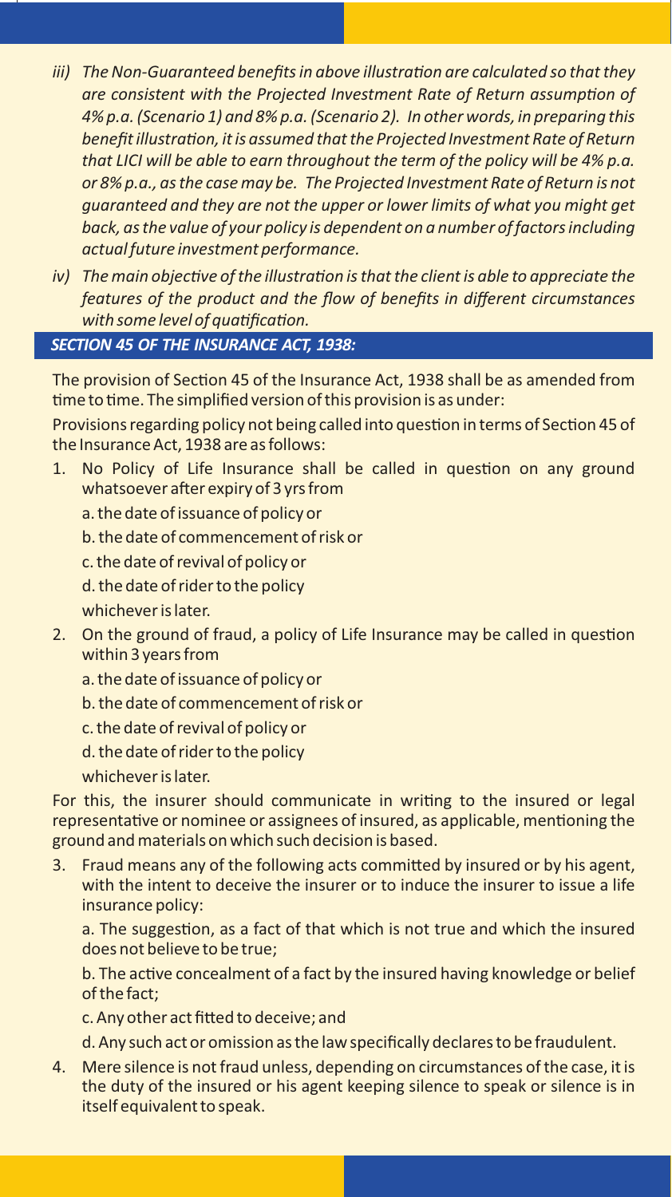*iii) The Non-Guaranteed benefits in above illustration are calculated so that they are consistent with the Projected Investment Rate of Return assumption of 4% p.a. (Scenario 1) and 8% p.a. (Scenario 2). In other words, in preparing this benefit illustration, it is assumed that the Projected Investment Rate of Return that LICI will be able to earn throughout the term of the policy will be 4% p.a. or 8% p.a., as the case may be. The Projected Investment Rate of Return is not guaranteed and they are not the upper or lower limits of what you might get back, as the value of your policy is dependent on a number of factors including actual future investment performance.*

*iv) The main objective of the illustration is that the client is able to appreciate the features of the product and the flow of benefits in different circumstances with some level of quatification.*

## *SECTION 45 OF THE INSURANCE ACT, 1938:*

The provision of Section 45 of the Insurance Act, 1938 shall be as amended from time to time. The simplified version of this provision is as under:

Provisions regarding policy not being called into question in terms of Section 45 of the Insurance Act, 1938 are as follows:

1. No Policy of Life Insurance shall be called in question on any ground whatsoever after expiry of 3 yrs from

   a. the date of issuance of policy or

   b. the date of commencement of risk or

   c. the date of revival of policy or

   d. the date of rider to the policy

   whichever is later.

2. On the ground of fraud, a policy of Life Insurance may be called in question within 3 years from

   a. the date of issuance of policy or

   b. the date of commencement of risk or

   c. the date of revival of policy or

   d. the date of rider to the policy

   whichever is later.

For this, the insurer should communicate in writing to the insured or legal representative or nominee or assignees of insured, as applicable, mentioning the ground and materials on which such decision is based.

3. Fraud means any of the following acts committed by insured or by his agent, with the intent to deceive the insurer or to induce the insurer to issue a life insurance policy:

   a. The suggestion, as a fact of that which is not true and which the insured does not believe to be true;

   b. The active concealment of a fact by the insured having knowledge or belief of the fact;

   c. Any other act fitted to deceive; and

   d. Any such act or omission as the law specifically declares to be fraudulent.

4. Mere silence is not fraud unless, depending on circumstances of the case, it is the duty of the insured or his agent keeping silence to speak or silence is in itself equivalent to speak.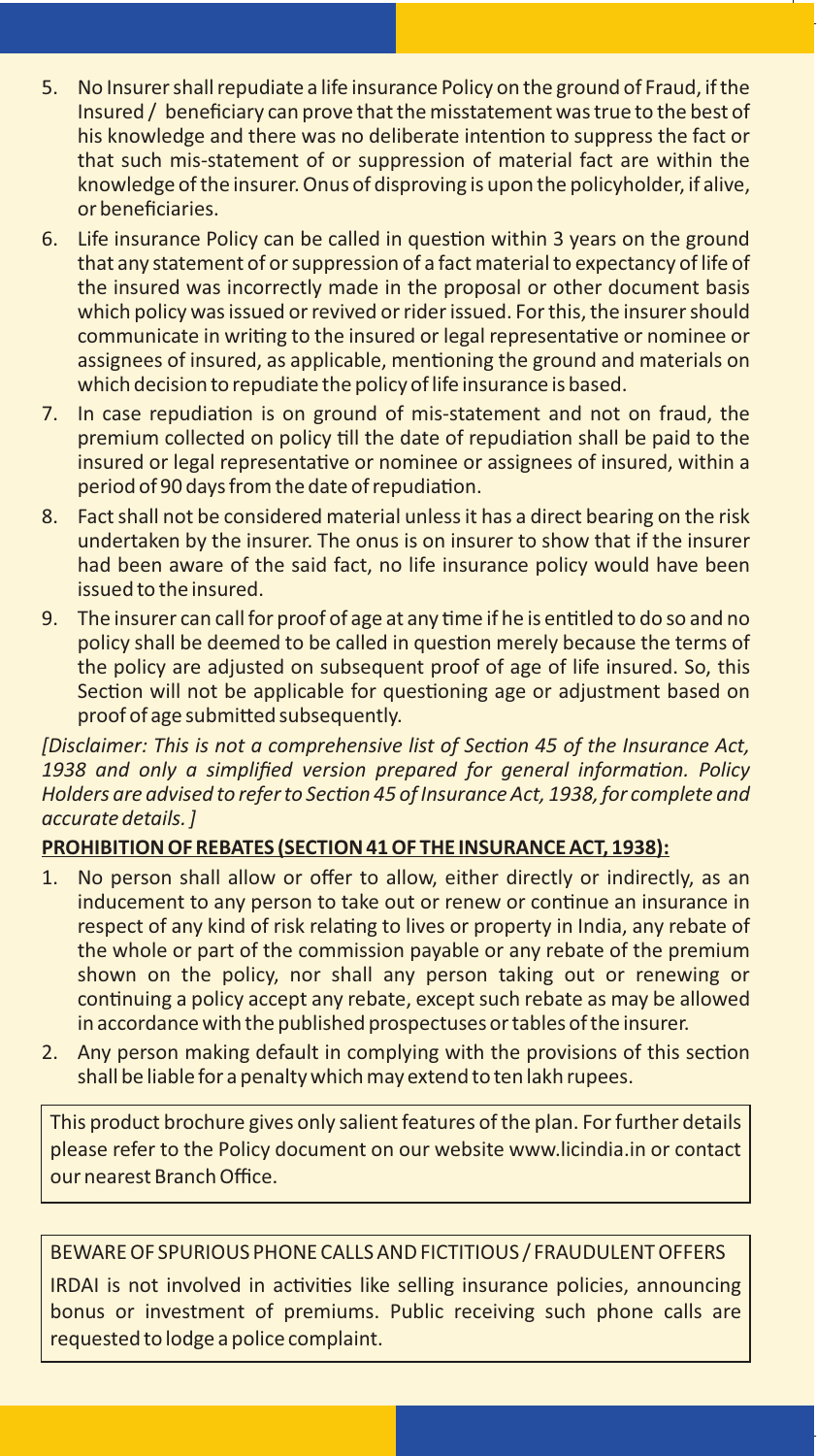5. No Insurer shall repudiate a life insurance Policy on the ground of Fraud, if the Insured / beneficiary can prove that the misstatement was true to the best of his knowledge and there was no deliberate intention to suppress the fact or that such mis-statement of or suppression of material fact are within the knowledge of the insurer. Onus of disproving is upon the policyholder, if alive, or beneficiaries.
6. Life insurance Policy can be called in question within 3 years on the ground that any statement of or suppression of a fact material to expectancy of life of the insured was incorrectly made in the proposal or other document basis which policy was issued or revived or rider issued. For this, the insurer should communicate in writing to the insured or legal representative or nominee or assignees of insured, as applicable, mentioning the ground and materials on which decision to repudiate the policy of life insurance is based.
7. In case repudiation is on ground of mis-statement and not on fraud, the premium collected on policy till the date of repudiation shall be paid to the insured or legal representative or nominee or assignees of insured, within a period of 90 days from the date of repudiation.
8. Fact shall not be considered material unless it has a direct bearing on the risk undertaken by the insurer. The onus is on insurer to show that if the insurer had been aware of the said fact, no life insurance policy would have been issued to the insured.
9. The insurer can call for proof of age at any time if he is entitled to do so and no policy shall be deemed to be called in question merely because the terms of the policy are adjusted on subsequent proof of age of life insured. So, this Section will not be applicable for questioning age or adjustment based on proof of age submitted subsequently.

*[Disclaimer: This is not a comprehensive list of Section 45 of the Insurance Act, 1938 and only a simplified version prepared for general information. Policy Holders are advised to refer to Section 45 of Insurance Act, 1938, for complete and accurate details. ]*

**PROHIBITION OF REBATES (SECTION 41 OF THE INSURANCE ACT, 1938):**

1. No person shall allow or offer to allow, either directly or indirectly, as an inducement to any person to take out or renew or continue an insurance in respect of any kind of risk relating to lives or property in India, any rebate of the whole or part of the commission payable or any rebate of the premium shown on the policy, nor shall any person taking out or renewing or continuing a policy accept any rebate, except such rebate as may be allowed in accordance with the published prospectuses or tables of the insurer.
2. Any person making default in complying with the provisions of this section shall be liable for a penalty which may extend to ten lakh rupees.

This product brochure gives only salient features of the plan. For further details please refer to the Policy document on our website www.licindia.in or contact our nearest Branch Office.

BEWARE OF SPURIOUS PHONE CALLS AND FICTITIOUS / FRAUDULENT OFFERS

IRDAI is not involved in activities like selling insurance policies, announcing bonus or investment of premiums. Public receiving such phone calls are requested to lodge a police complaint.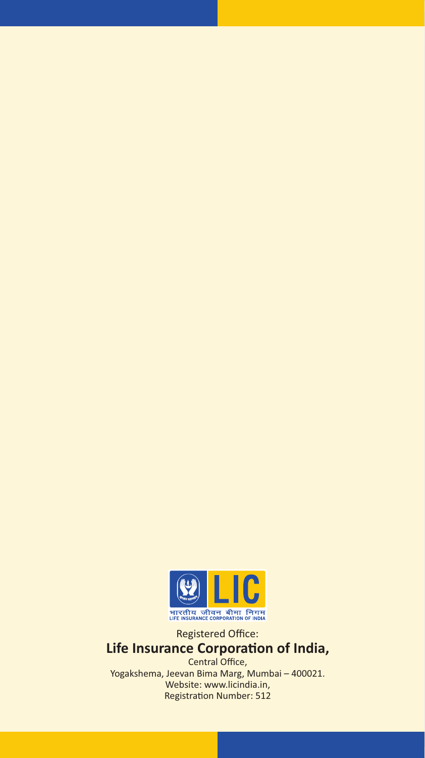भारतीय जीवन बीमा निगम
LIFE INSURANCE CORPORATION OF INDIA

Registered Office:

**Life Insurance Corporation of India,**

Central Office,
Yogakshema, Jeevan Bima Marg, Mumbai – 400021.
Website: www.licindia.in,
Registration Number: 512